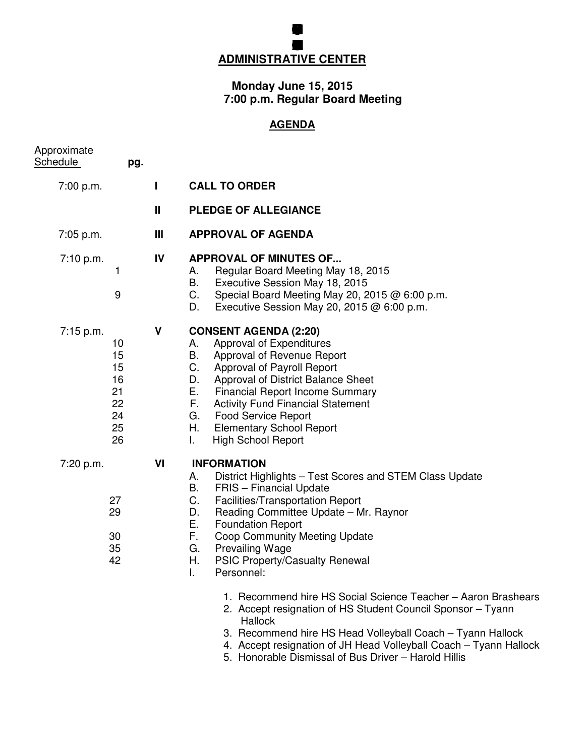# ADMINISTRATIVE CENTER

**Monday June 15, 2015**
**7:00 p.m. Regular Board Meeting**

## AGENDA

| Approximate Schedule | pg. | | |
|---|---|---|---|
| 7:00 p.m. | | I | **CALL TO ORDER** |
| | | II | **PLEDGE OF ALLEGIANCE** |
| 7:05 p.m. | | III | **APPROVAL OF AGENDA** |
| 7:10 p.m. | | IV | **APPROVAL OF MINUTES OF...** |
| | 1 | | A. Regular Board Meeting May 18, 2015 |
| | | | B. Executive Session May 18, 2015 |
| | 9 | | C. Special Board Meeting May 20, 2015 @ 6:00 p.m. |
| | | | D. Executive Session May 20, 2015 @ 6:00 p.m. |
| 7:15 p.m. | | V | **CONSENT AGENDA (2:20)** |
| | 10 | | A. Approval of Expenditures |
| | 15 | | B. Approval of Revenue Report |
| | 15 | | C. Approval of Payroll Report |
| | 16 | | D. Approval of District Balance Sheet |
| | 21 | | E. Financial Report Income Summary |
| | 22 | | F. Activity Fund Financial Statement |
| | 24 | | G. Food Service Report |
| | 25 | | H. Elementary School Report |
| | 26 | | I. High School Report |
| 7:20 p.m. | | VI | **INFORMATION** |
| | | | A. District Highlights – Test Scores and STEM Class Update |
| | | | B. FRIS – Financial Update |
| | 27 | | C. Facilities/Transportation Report |
| | 29 | | D. Reading Committee Update – Mr. Raynor |
| | | | E. Foundation Report |
| | 30 | | F. Coop Community Meeting Update |
| | 35 | | G. Prevailing Wage |
| | 42 | | H. PSIC Property/Casualty Renewal |
| | | | I. Personnel: |

1. Recommend hire HS Social Science Teacher – Aaron Brashears
2. Accept resignation of HS Student Council Sponsor – Tyann Hallock
3. Recommend hire HS Head Volleyball Coach – Tyann Hallock
4. Accept resignation of JH Head Volleyball Coach – Tyann Hallock
5. Honorable Dismissal of Bus Driver – Harold Hillis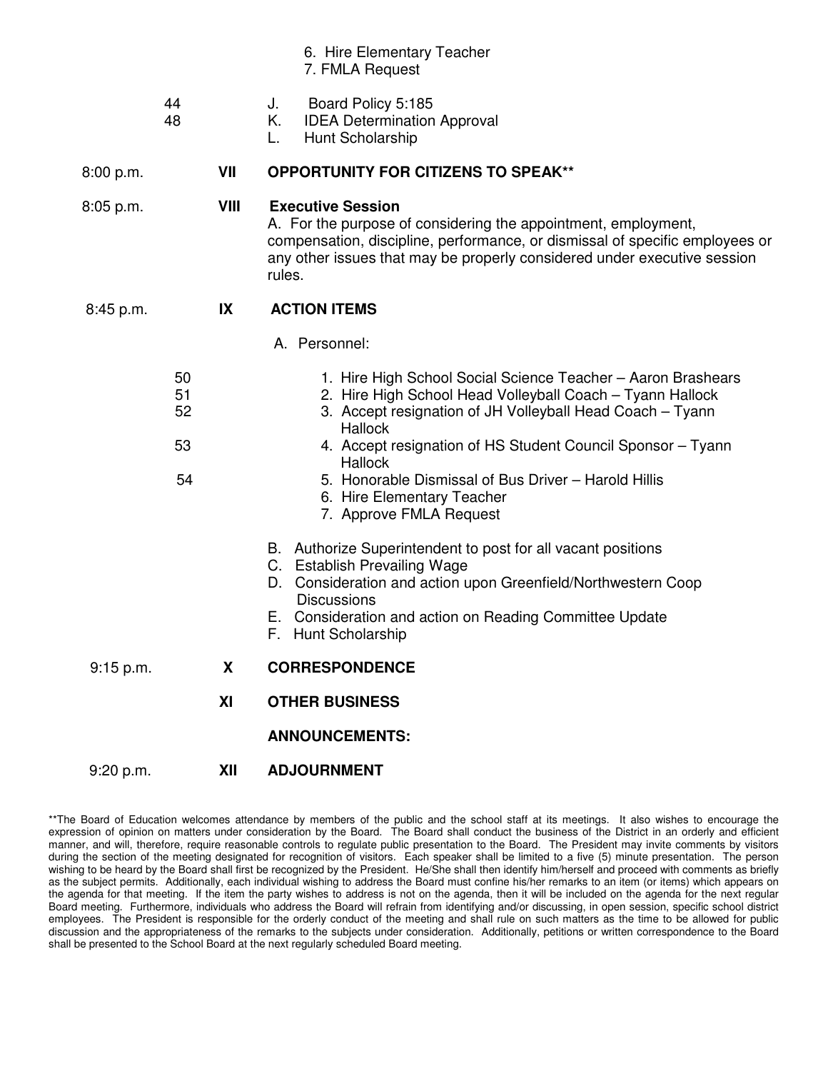6. Hire Elementary Teacher
7. FMLA Request

44 J. Board Policy 5:185

48 K. IDEA Determination Approval

L. Hunt Scholarship

8:00 p.m. **VII** **OPPORTUNITY FOR CITIZENS TO SPEAK****

8:05 p.m. **VIII** **Executive Session**

A. For the purpose of considering the appointment, employment, compensation, discipline, performance, or dismissal of specific employees or any other issues that may be properly considered under executive session rules.

8:45 p.m. **IX** **ACTION ITEMS**

A. Personnel:

50 1. Hire High School Social Science Teacher – Aaron Brashears

51 2. Hire High School Head Volleyball Coach – Tyann Hallock

52 3. Accept resignation of JH Volleyball Head Coach – Tyann Hallock

53 4. Accept resignation of HS Student Council Sponsor – Tyann Hallock

54 5. Honorable Dismissal of Bus Driver – Harold Hillis

6. Hire Elementary Teacher
7. Approve FMLA Request

B. Authorize Superintendent to post for all vacant positions

C. Establish Prevailing Wage

D. Consideration and action upon Greenfield/Northwestern Coop Discussions

E. Consideration and action on Reading Committee Update

F. Hunt Scholarship

9:15 p.m. **X** **CORRESPONDENCE**

**XI** **OTHER BUSINESS**

**ANNOUNCEMENTS:**

9:20 p.m. **XII** **ADJOURNMENT**

**The Board of Education welcomes attendance by members of the public and the school staff at its meetings. It also wishes to encourage the expression of opinion on matters under consideration by the Board. The Board shall conduct the business of the District in an orderly and efficient manner, and will, therefore, require reasonable controls to regulate public presentation to the Board. The President may invite comments by visitors during the section of the meeting designated for recognition of visitors. Each speaker shall be limited to a five (5) minute presentation. The person wishing to be heard by the Board shall first be recognized by the President. He/She shall then identify him/herself and proceed with comments as briefly as the subject permits. Additionally, each individual wishing to address the Board must confine his/her remarks to an item (or items) which appears on the agenda for that meeting. If the item the party wishes to address is not on the agenda, then it will be included on the agenda for the next regular Board meeting. Furthermore, individuals who address the Board will refrain from identifying and/or discussing, in open session, specific school district employees. The President is responsible for the orderly conduct of the meeting and shall rule on such matters as the time to be allowed for public discussion and the appropriateness of the remarks to the subjects under consideration. Additionally, petitions or written correspondence to the Board shall be presented to the School Board at the next regularly scheduled Board meeting.